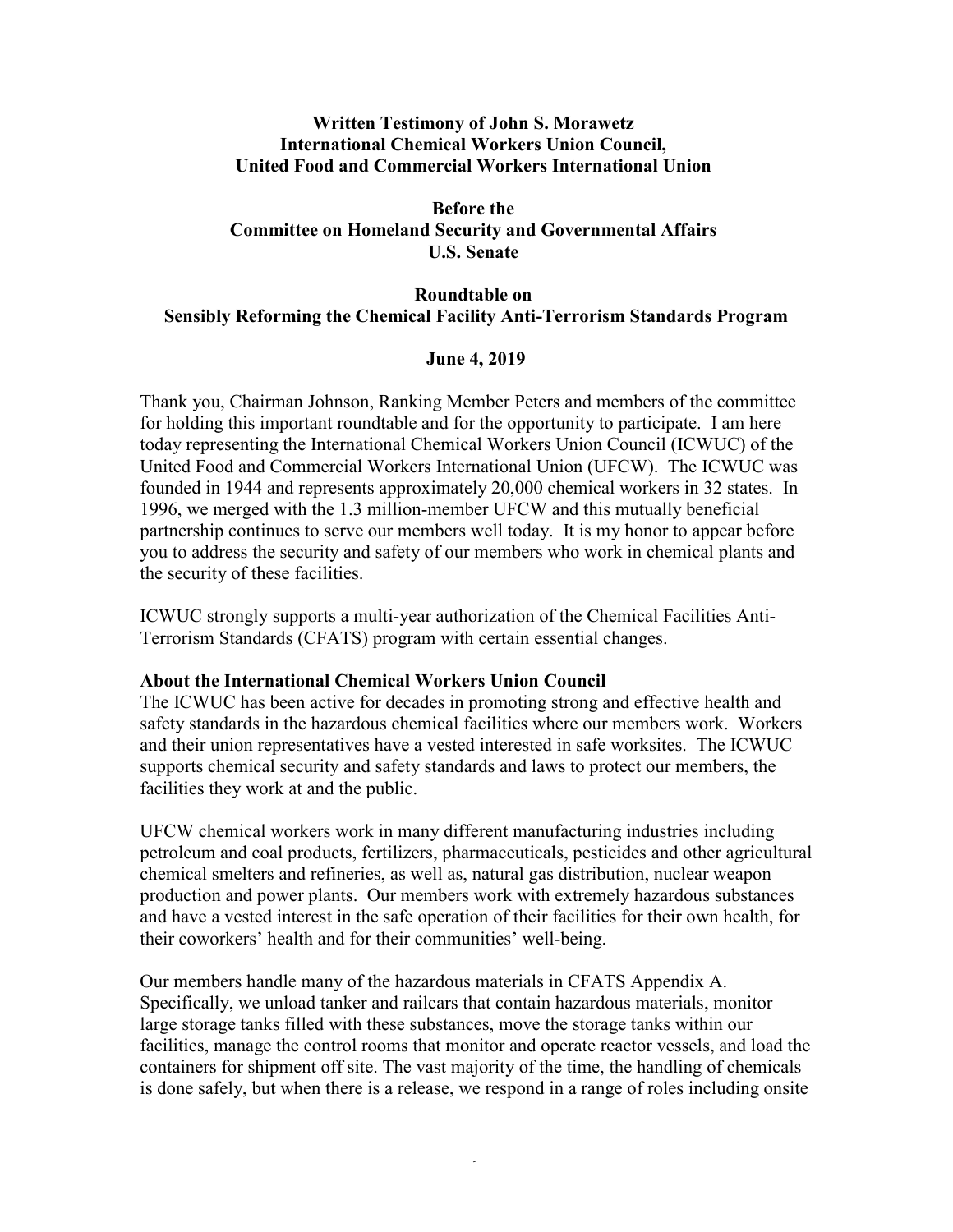**Written Testimony of John S. Morawetz**
**International Chemical Workers Union Council,**
**United Food and Commercial Workers International Union**

**Before the**
**Committee on Homeland Security and Governmental Affairs**
**U.S. Senate**

**Roundtable on**
**Sensibly Reforming the Chemical Facility Anti-Terrorism Standards Program**

**June 4, 2019**

Thank you, Chairman Johnson, Ranking Member Peters and members of the committee for holding this important roundtable and for the opportunity to participate. I am here today representing the International Chemical Workers Union Council (ICWUC) of the United Food and Commercial Workers International Union (UFCW). The ICWUC was founded in 1944 and represents approximately 20,000 chemical workers in 32 states. In 1996, we merged with the 1.3 million-member UFCW and this mutually beneficial partnership continues to serve our members well today. It is my honor to appear before you to address the security and safety of our members who work in chemical plants and the security of these facilities.

ICWUC strongly supports a multi-year authorization of the Chemical Facilities Anti-Terrorism Standards (CFATS) program with certain essential changes.

**About the International Chemical Workers Union Council**

The ICWUC has been active for decades in promoting strong and effective health and safety standards in the hazardous chemical facilities where our members work. Workers and their union representatives have a vested interested in safe worksites. The ICWUC supports chemical security and safety standards and laws to protect our members, the facilities they work at and the public.

UFCW chemical workers work in many different manufacturing industries including petroleum and coal products, fertilizers, pharmaceuticals, pesticides and other agricultural chemical smelters and refineries, as well as, natural gas distribution, nuclear weapon production and power plants. Our members work with extremely hazardous substances and have a vested interest in the safe operation of their facilities for their own health, for their coworkers' health and for their communities' well-being.

Our members handle many of the hazardous materials in CFATS Appendix A. Specifically, we unload tanker and railcars that contain hazardous materials, monitor large storage tanks filled with these substances, move the storage tanks within our facilities, manage the control rooms that monitor and operate reactor vessels, and load the containers for shipment off site. The vast majority of the time, the handling of chemicals is done safely, but when there is a release, we respond in a range of roles including onsite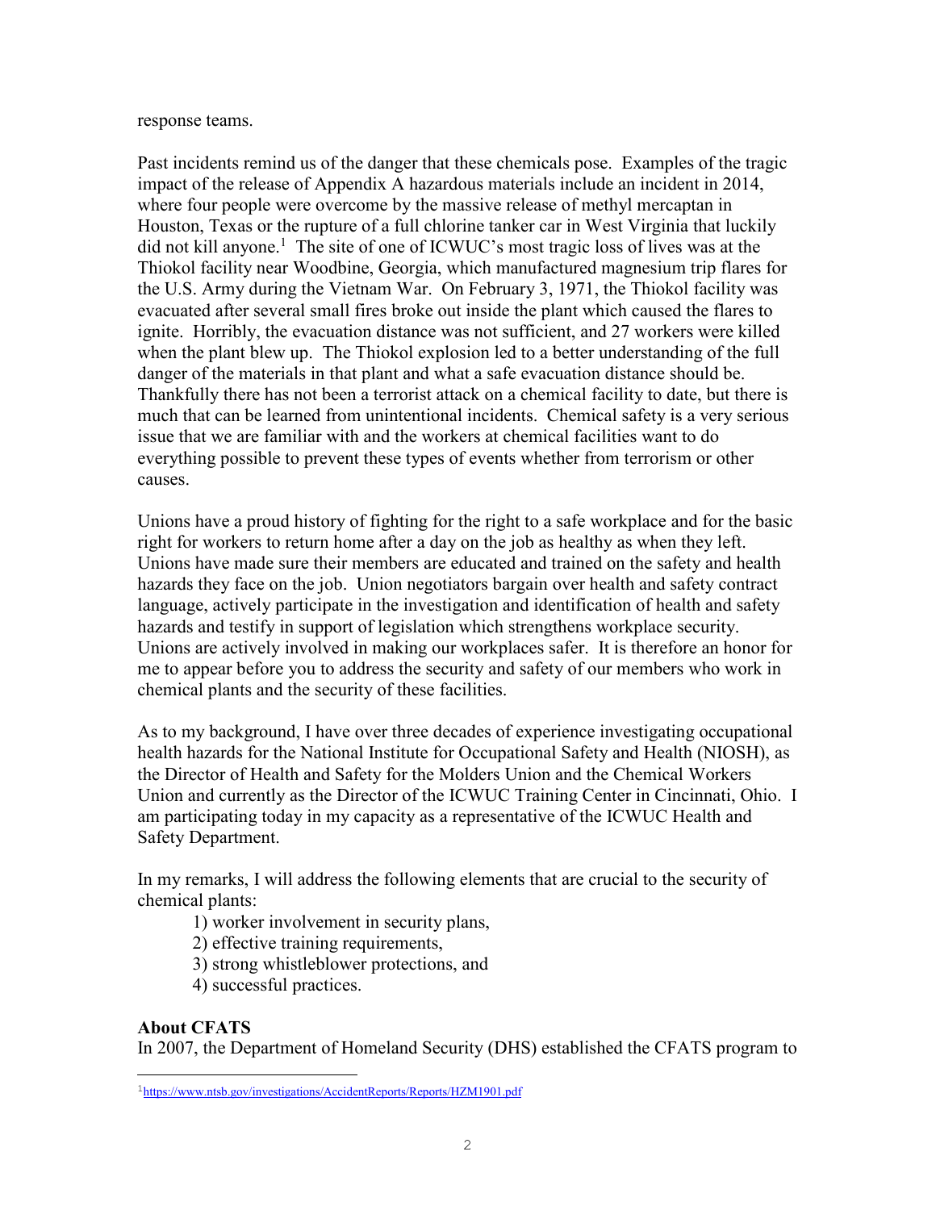response teams.

Past incidents remind us of the danger that these chemicals pose. Examples of the tragic impact of the release of Appendix A hazardous materials include an incident in 2014, where four people were overcome by the massive release of methyl mercaptan in Houston, Texas or the rupture of a full chlorine tanker car in West Virginia that luckily did not kill anyone.[1] The site of one of ICWUC's most tragic loss of lives was at the Thiokol facility near Woodbine, Georgia, which manufactured magnesium trip flares for the U.S. Army during the Vietnam War. On February 3, 1971, the Thiokol facility was evacuated after several small fires broke out inside the plant which caused the flares to ignite. Horribly, the evacuation distance was not sufficient, and 27 workers were killed when the plant blew up. The Thiokol explosion led to a better understanding of the full danger of the materials in that plant and what a safe evacuation distance should be. Thankfully there has not been a terrorist attack on a chemical facility to date, but there is much that can be learned from unintentional incidents. Chemical safety is a very serious issue that we are familiar with and the workers at chemical facilities want to do everything possible to prevent these types of events whether from terrorism or other causes.

Unions have a proud history of fighting for the right to a safe workplace and for the basic right for workers to return home after a day on the job as healthy as when they left. Unions have made sure their members are educated and trained on the safety and health hazards they face on the job. Union negotiators bargain over health and safety contract language, actively participate in the investigation and identification of health and safety hazards and testify in support of legislation which strengthens workplace security. Unions are actively involved in making our workplaces safer. It is therefore an honor for me to appear before you to address the security and safety of our members who work in chemical plants and the security of these facilities.

As to my background, I have over three decades of experience investigating occupational health hazards for the National Institute for Occupational Safety and Health (NIOSH), as the Director of Health and Safety for the Molders Union and the Chemical Workers Union and currently as the Director of the ICWUC Training Center in Cincinnati, Ohio. I am participating today in my capacity as a representative of the ICWUC Health and Safety Department.

In my remarks, I will address the following elements that are crucial to the security of chemical plants:

1) worker involvement in security plans,
2) effective training requirements,
3) strong whistleblower protections, and
4) successful practices.

**About CFATS**

In 2007, the Department of Homeland Security (DHS) established the CFATS program to

[1] https://www.ntsb.gov/investigations/AccidentReports/Reports/HZM1901.pdf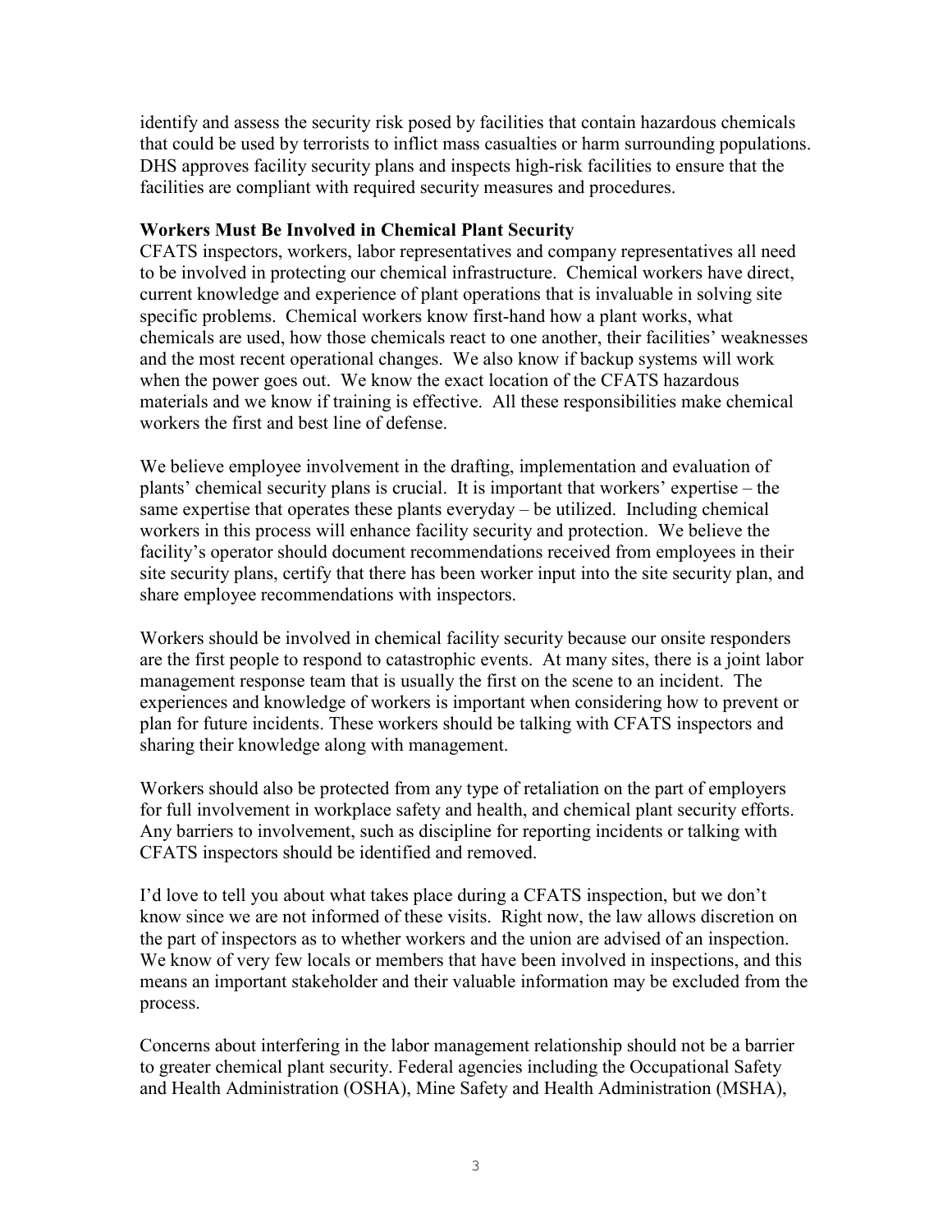identify and assess the security risk posed by facilities that contain hazardous chemicals that could be used by terrorists to inflict mass casualties or harm surrounding populations. DHS approves facility security plans and inspects high-risk facilities to ensure that the facilities are compliant with required security measures and procedures.

**Workers Must Be Involved in Chemical Plant Security**

CFATS inspectors, workers, labor representatives and company representatives all need to be involved in protecting our chemical infrastructure. Chemical workers have direct, current knowledge and experience of plant operations that is invaluable in solving site specific problems. Chemical workers know first-hand how a plant works, what chemicals are used, how those chemicals react to one another, their facilities' weaknesses and the most recent operational changes. We also know if backup systems will work when the power goes out. We know the exact location of the CFATS hazardous materials and we know if training is effective. All these responsibilities make chemical workers the first and best line of defense.

We believe employee involvement in the drafting, implementation and evaluation of plants' chemical security plans is crucial. It is important that workers' expertise – the same expertise that operates these plants everyday – be utilized. Including chemical workers in this process will enhance facility security and protection. We believe the facility's operator should document recommendations received from employees in their site security plans, certify that there has been worker input into the site security plan, and share employee recommendations with inspectors.

Workers should be involved in chemical facility security because our onsite responders are the first people to respond to catastrophic events. At many sites, there is a joint labor management response team that is usually the first on the scene to an incident. The experiences and knowledge of workers is important when considering how to prevent or plan for future incidents. These workers should be talking with CFATS inspectors and sharing their knowledge along with management.

Workers should also be protected from any type of retaliation on the part of employers for full involvement in workplace safety and health, and chemical plant security efforts. Any barriers to involvement, such as discipline for reporting incidents or talking with CFATS inspectors should be identified and removed.

I'd love to tell you about what takes place during a CFATS inspection, but we don't know since we are not informed of these visits. Right now, the law allows discretion on the part of inspectors as to whether workers and the union are advised of an inspection. We know of very few locals or members that have been involved in inspections, and this means an important stakeholder and their valuable information may be excluded from the process.

Concerns about interfering in the labor management relationship should not be a barrier to greater chemical plant security. Federal agencies including the Occupational Safety and Health Administration (OSHA), Mine Safety and Health Administration (MSHA),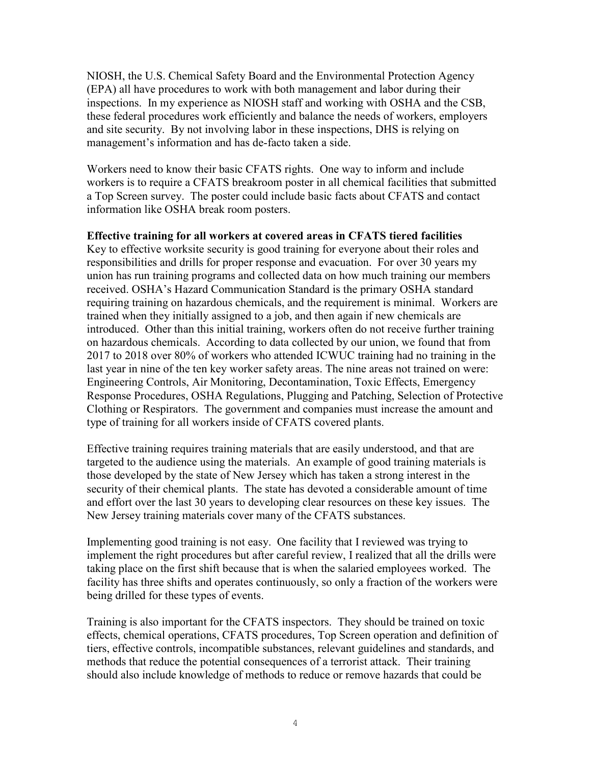NIOSH, the U.S. Chemical Safety Board and the Environmental Protection Agency (EPA) all have procedures to work with both management and labor during their inspections. In my experience as NIOSH staff and working with OSHA and the CSB, these federal procedures work efficiently and balance the needs of workers, employers and site security. By not involving labor in these inspections, DHS is relying on management's information and has de-facto taken a side.

Workers need to know their basic CFATS rights. One way to inform and include workers is to require a CFATS breakroom poster in all chemical facilities that submitted a Top Screen survey. The poster could include basic facts about CFATS and contact information like OSHA break room posters.

**Effective training for all workers at covered areas in CFATS tiered facilities**

Key to effective worksite security is good training for everyone about their roles and responsibilities and drills for proper response and evacuation. For over 30 years my union has run training programs and collected data on how much training our members received. OSHA's Hazard Communication Standard is the primary OSHA standard requiring training on hazardous chemicals, and the requirement is minimal. Workers are trained when they initially assigned to a job, and then again if new chemicals are introduced. Other than this initial training, workers often do not receive further training on hazardous chemicals. According to data collected by our union, we found that from 2017 to 2018 over 80% of workers who attended ICWUC training had no training in the last year in nine of the ten key worker safety areas. The nine areas not trained on were: Engineering Controls, Air Monitoring, Decontamination, Toxic Effects, Emergency Response Procedures, OSHA Regulations, Plugging and Patching, Selection of Protective Clothing or Respirators. The government and companies must increase the amount and type of training for all workers inside of CFATS covered plants.

Effective training requires training materials that are easily understood, and that are targeted to the audience using the materials. An example of good training materials is those developed by the state of New Jersey which has taken a strong interest in the security of their chemical plants. The state has devoted a considerable amount of time and effort over the last 30 years to developing clear resources on these key issues. The New Jersey training materials cover many of the CFATS substances.

Implementing good training is not easy. One facility that I reviewed was trying to implement the right procedures but after careful review, I realized that all the drills were taking place on the first shift because that is when the salaried employees worked. The facility has three shifts and operates continuously, so only a fraction of the workers were being drilled for these types of events.

Training is also important for the CFATS inspectors. They should be trained on toxic effects, chemical operations, CFATS procedures, Top Screen operation and definition of tiers, effective controls, incompatible substances, relevant guidelines and standards, and methods that reduce the potential consequences of a terrorist attack. Their training should also include knowledge of methods to reduce or remove hazards that could be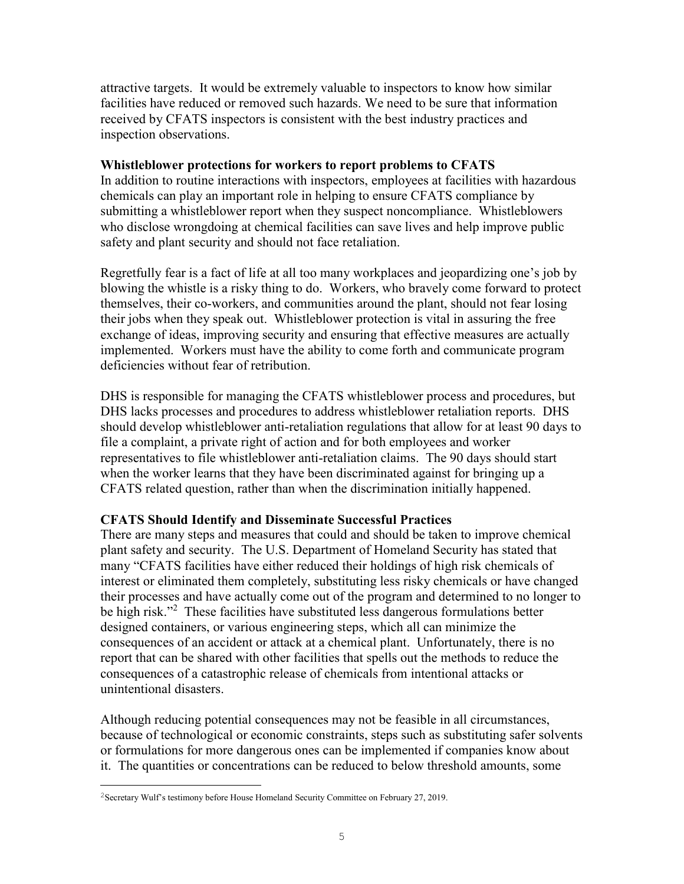attractive targets. It would be extremely valuable to inspectors to know how similar facilities have reduced or removed such hazards. We need to be sure that information received by CFATS inspectors is consistent with the best industry practices and inspection observations.

**Whistleblower protections for workers to report problems to CFATS**

In addition to routine interactions with inspectors, employees at facilities with hazardous chemicals can play an important role in helping to ensure CFATS compliance by submitting a whistleblower report when they suspect noncompliance. Whistleblowers who disclose wrongdoing at chemical facilities can save lives and help improve public safety and plant security and should not face retaliation.

Regretfully fear is a fact of life at all too many workplaces and jeopardizing one's job by blowing the whistle is a risky thing to do. Workers, who bravely come forward to protect themselves, their co-workers, and communities around the plant, should not fear losing their jobs when they speak out. Whistleblower protection is vital in assuring the free exchange of ideas, improving security and ensuring that effective measures are actually implemented. Workers must have the ability to come forth and communicate program deficiencies without fear of retribution.

DHS is responsible for managing the CFATS whistleblower process and procedures, but DHS lacks processes and procedures to address whistleblower retaliation reports. DHS should develop whistleblower anti-retaliation regulations that allow for at least 90 days to file a complaint, a private right of action and for both employees and worker representatives to file whistleblower anti-retaliation claims. The 90 days should start when the worker learns that they have been discriminated against for bringing up a CFATS related question, rather than when the discrimination initially happened.

**CFATS Should Identify and Disseminate Successful Practices**

There are many steps and measures that could and should be taken to improve chemical plant safety and security. The U.S. Department of Homeland Security has stated that many "CFATS facilities have either reduced their holdings of high risk chemicals of interest or eliminated them completely, substituting less risky chemicals or have changed their processes and have actually come out of the program and determined to no longer to be high risk."[2] These facilities have substituted less dangerous formulations better designed containers, or various engineering steps, which all can minimize the consequences of an accident or attack at a chemical plant. Unfortunately, there is no report that can be shared with other facilities that spells out the methods to reduce the consequences of a catastrophic release of chemicals from intentional attacks or unintentional disasters.

Although reducing potential consequences may not be feasible in all circumstances, because of technological or economic constraints, steps such as substituting safer solvents or formulations for more dangerous ones can be implemented if companies know about it. The quantities or concentrations can be reduced to below threshold amounts, some

[2] Secretary Wulf's testimony before House Homeland Security Committee on February 27, 2019.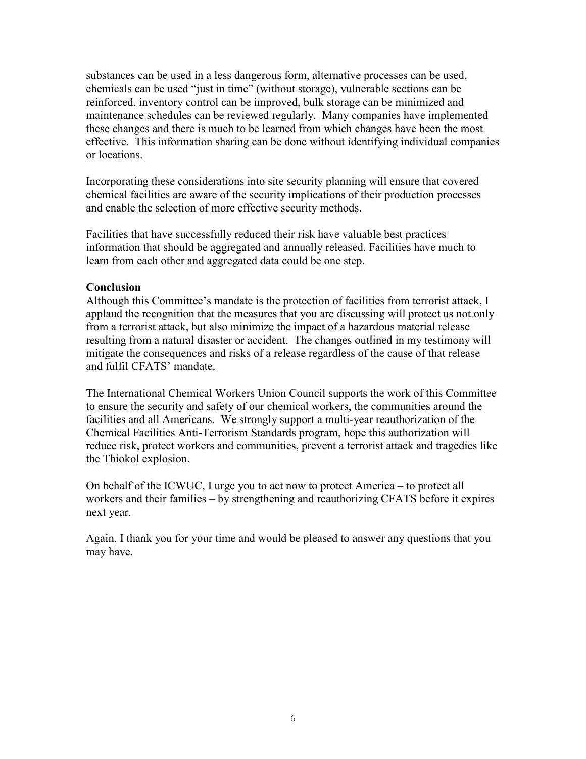substances can be used in a less dangerous form, alternative processes can be used, chemicals can be used "just in time" (without storage), vulnerable sections can be reinforced, inventory control can be improved, bulk storage can be minimized and maintenance schedules can be reviewed regularly. Many companies have implemented these changes and there is much to be learned from which changes have been the most effective. This information sharing can be done without identifying individual companies or locations.

Incorporating these considerations into site security planning will ensure that covered chemical facilities are aware of the security implications of their production processes and enable the selection of more effective security methods.

Facilities that have successfully reduced their risk have valuable best practices information that should be aggregated and annually released. Facilities have much to learn from each other and aggregated data could be one step.

**Conclusion**

Although this Committee's mandate is the protection of facilities from terrorist attack, I applaud the recognition that the measures that you are discussing will protect us not only from a terrorist attack, but also minimize the impact of a hazardous material release resulting from a natural disaster or accident. The changes outlined in my testimony will mitigate the consequences and risks of a release regardless of the cause of that release and fulfil CFATS' mandate.

The International Chemical Workers Union Council supports the work of this Committee to ensure the security and safety of our chemical workers, the communities around the facilities and all Americans. We strongly support a multi-year reauthorization of the Chemical Facilities Anti-Terrorism Standards program, hope this authorization will reduce risk, protect workers and communities, prevent a terrorist attack and tragedies like the Thiokol explosion.

On behalf of the ICWUC, I urge you to act now to protect America – to protect all workers and their families – by strengthening and reauthorizing CFATS before it expires next year.

Again, I thank you for your time and would be pleased to answer any questions that you may have.